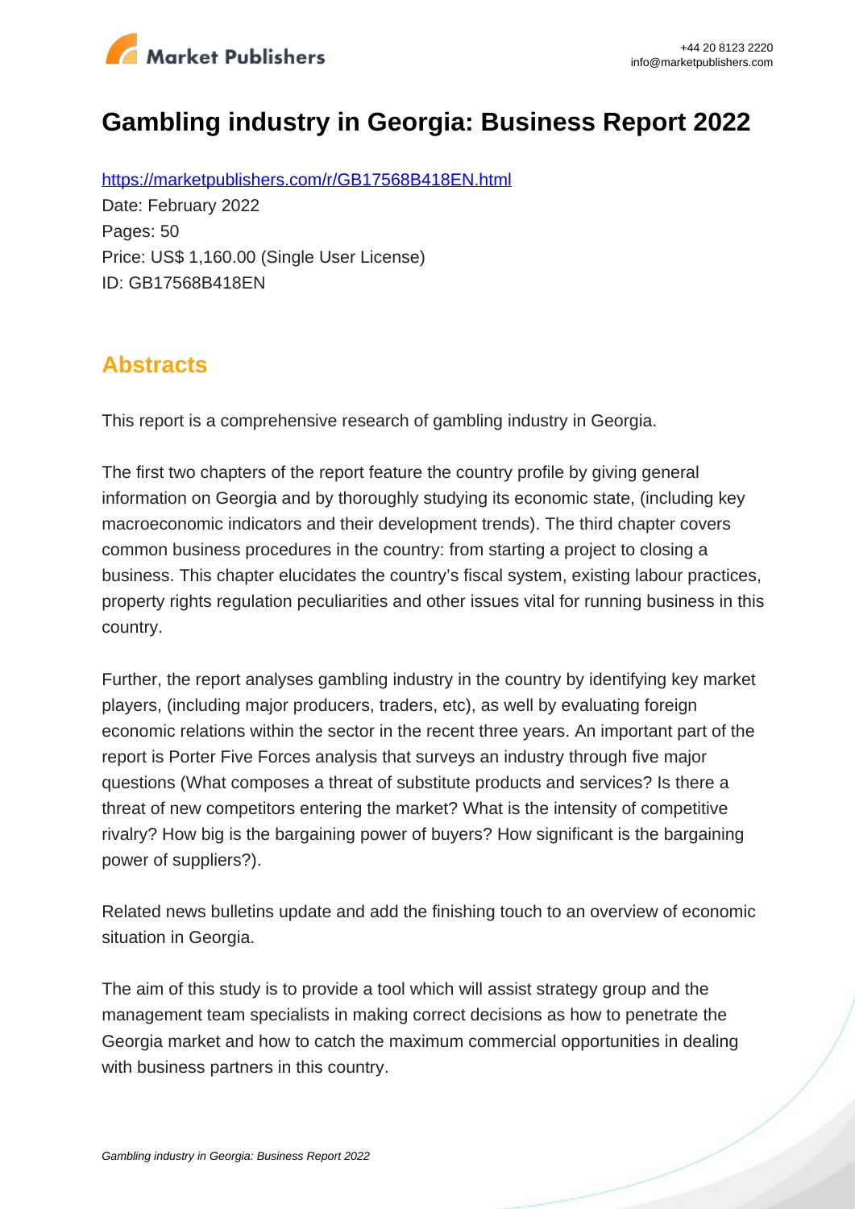# Gambling industry in Georgia: Business Report 2022

https://marketpublishers.com/r/GB17568B418EN.html

Date: February 2022

Pages: 50

Price: US$ 1,160.00 (Single User License)

ID: GB17568B418EN

## Abstracts

This report is a comprehensive research of gambling industry in Georgia.

The first two chapters of the report feature the country profile by giving general information on Georgia and by thoroughly studying its economic state, (including key macroeconomic indicators and their development trends). The third chapter covers common business procedures in the country: from starting a project to closing a business. This chapter elucidates the country's fiscal system, existing labour practices, property rights regulation peculiarities and other issues vital for running business in this country.

Further, the report analyses gambling industry in the country by identifying key market players, (including major producers, traders, etc), as well by evaluating foreign economic relations within the sector in the recent three years. An important part of the report is Porter Five Forces analysis that surveys an industry through five major questions (What composes a threat of substitute products and services? Is there a threat of new competitors entering the market? What is the intensity of competitive rivalry? How big is the bargaining power of buyers? How significant is the bargaining power of suppliers?).

Related news bulletins update and add the finishing touch to an overview of economic situation in Georgia.

The aim of this study is to provide a tool which will assist strategy group and the management team specialists in making correct decisions as how to penetrate the Georgia market and how to catch the maximum commercial opportunities in dealing with business partners in this country.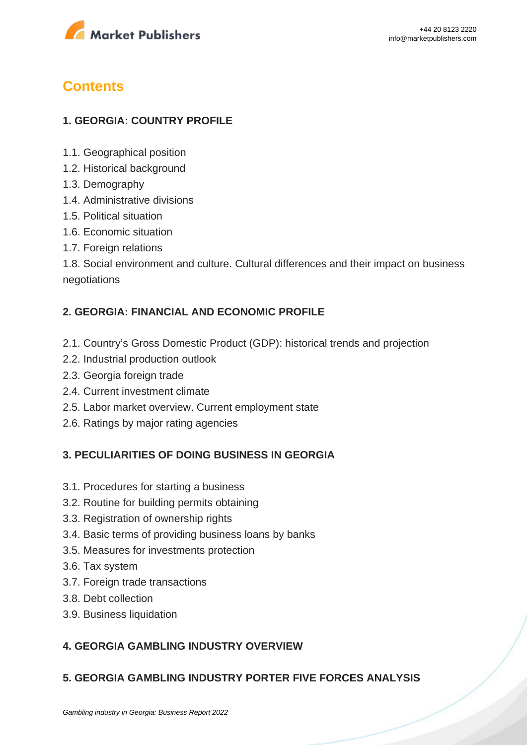# Contents

## 1. GEORGIA: COUNTRY PROFILE

1.1. Geographical position
1.2. Historical background
1.3. Demography
1.4. Administrative divisions
1.5. Political situation
1.6. Economic situation
1.7. Foreign relations
1.8. Social environment and culture. Cultural differences and their impact on business negotiations

## 2. GEORGIA: FINANCIAL AND ECONOMIC PROFILE

2.1. Country's Gross Domestic Product (GDP): historical trends and projection
2.2. Industrial production outlook
2.3. Georgia foreign trade
2.4. Current investment climate
2.5. Labor market overview. Current employment state
2.6. Ratings by major rating agencies

## 3. PECULIARITIES OF DOING BUSINESS IN GEORGIA

3.1. Procedures for starting a business
3.2. Routine for building permits obtaining
3.3. Registration of ownership rights
3.4. Basic terms of providing business loans by banks
3.5. Measures for investments protection
3.6. Tax system
3.7. Foreign trade transactions
3.8. Debt collection
3.9. Business liquidation

## 4. GEORGIA GAMBLING INDUSTRY OVERVIEW

## 5. GEORGIA GAMBLING INDUSTRY PORTER FIVE FORCES ANALYSIS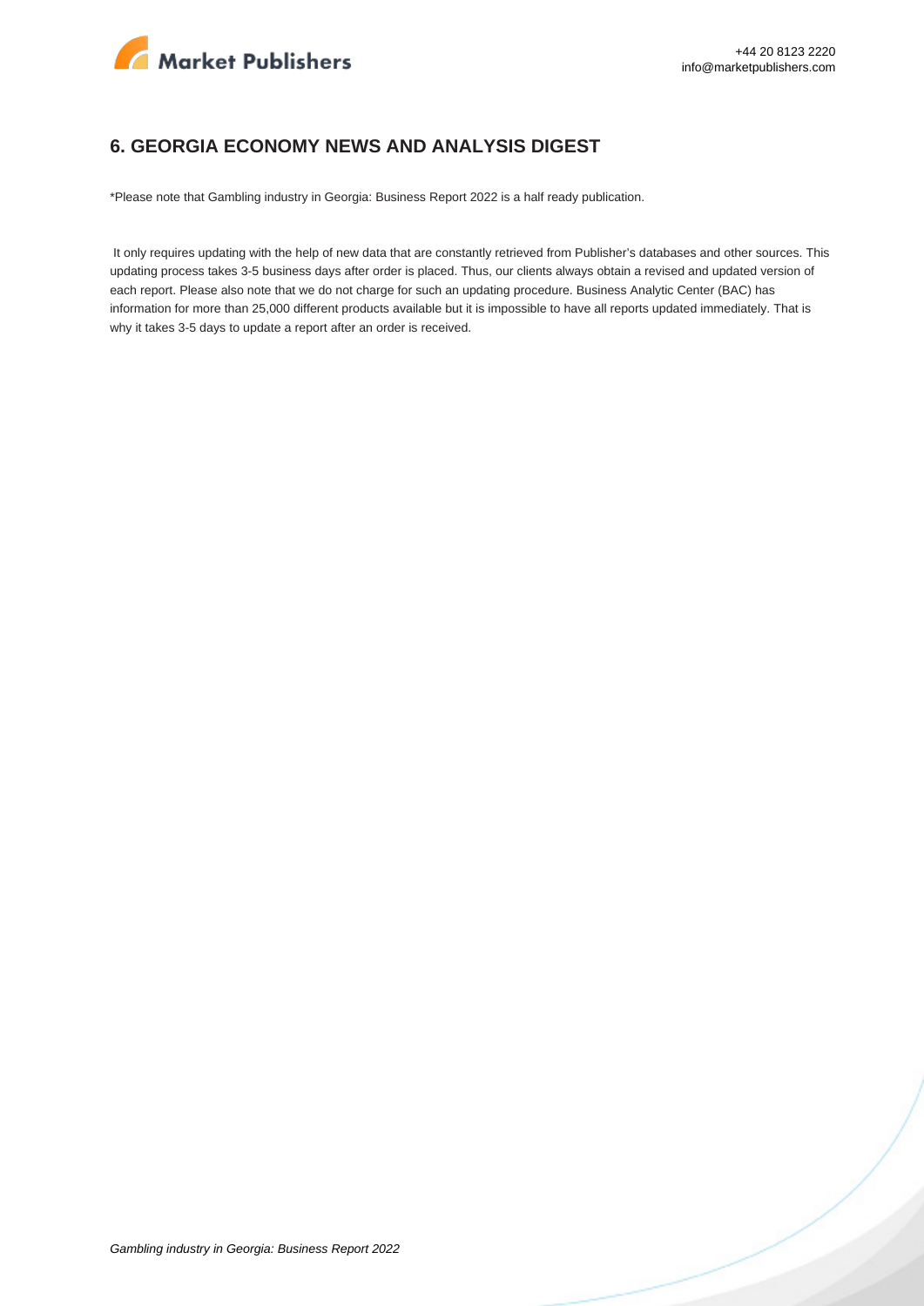## 6. GEORGIA ECONOMY NEWS AND ANALYSIS DIGEST

*Please note that Gambling industry in Georgia: Business Report 2022 is a half ready publication.

It only requires updating with the help of new data that are constantly retrieved from Publisher's databases and other sources. This updating process takes 3-5 business days after order is placed. Thus, our clients always obtain a revised and updated version of each report. Please also note that we do not charge for such an updating procedure. Business Analytic Center (BAC) has information for more than 25,000 different products available but it is impossible to have all reports updated immediately. That is why it takes 3-5 days to update a report after an order is received.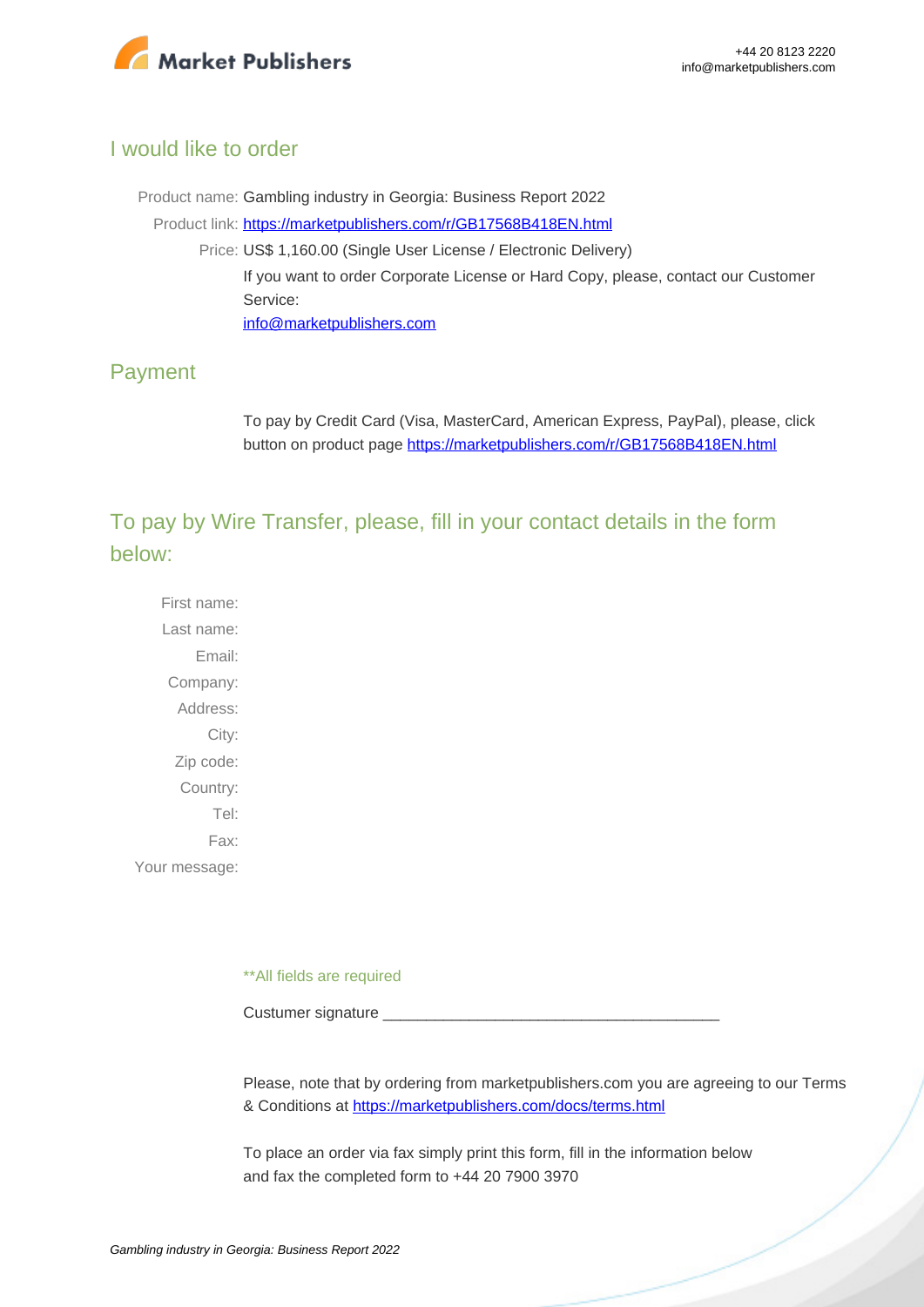## I would like to order

Product name: Gambling industry in Georgia: Business Report 2022

Product link: [https://marketpublishers.com/r/GB17568B418EN.html](https://marketpublishers.com/r/GB17568B418EN.html)

Price: US$ 1,160.00 (Single User License / Electronic Delivery)

If you want to order Corporate License or Hard Copy, please, contact our Customer Service:

[info@marketpublishers.com](mailto:info@marketpublishers.com)

## Payment

To pay by Credit Card (Visa, MasterCard, American Express, PayPal), please, click button on product page [https://marketpublishers.com/r/GB17568B418EN.html](https://marketpublishers.com/r/GB17568B418EN.html)

## To pay by Wire Transfer, please, fill in your contact details in the form below:

First name:

Last name:

Email:

Company:

Address:

City:

Zip code:

Country:

Tel:

Fax:

Your message:

**All fields are required

Custumer signature ______________________________________

Please, note that by ordering from marketpublishers.com you are agreeing to our Terms & Conditions at [https://marketpublishers.com/docs/terms.html](https://marketpublishers.com/docs/terms.html)

To place an order via fax simply print this form, fill in the information below and fax the completed form to +44 20 7900 3970